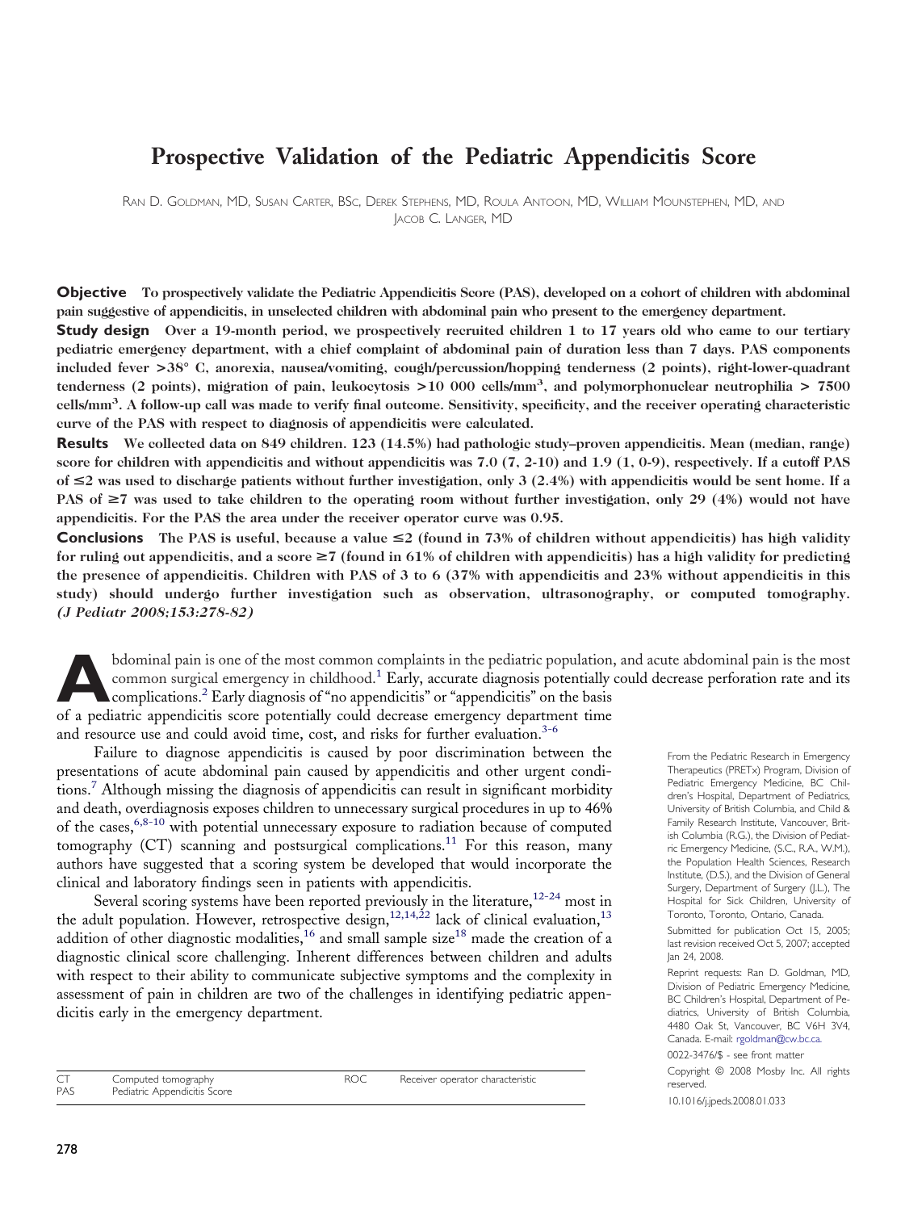# Prospective Validation of the Pediatric Appendicitis Score

RAN D. GOLDMAN, MD, SUSAN CARTER, BSC, DEREK STEPHENS, MD, ROULA ANTOON, MD, WILLIAM MOUNSTEPHEN, MD, AND JACOB C. LANGER, MD

**Objective** To prospectively validate the Pediatric Appendicitis Score (PAS), developed on a cohort of children with abdominal pain suggestive of appendicitis, in unselected children with abdominal pain who present to the emergency department.

**Study design** Over a 19-month period, we prospectively recruited children 1 to 17 years old who came to our tertiary pediatric emergency department, with a chief complaint of abdominal pain of duration less than 7 days. PAS components included fever >38° C, anorexia, nausea/vomiting, cough/percussion/hopping tenderness (2 points), right-lower-quadrant tenderness (2 points), migration of pain, leukocytosis >10 000 cells/mm³, and polymorphonuclear neutrophilia > 7500 cells/mm³. A follow-up call was made to verify final outcome. Sensitivity, specificity, and the receiver operating characteristic curve of the PAS with respect to diagnosis of appendicitis were calculated.

**Results** We collected data on 849 children. 123 (14.5%) had pathologic study–proven appendicitis. Mean (median, range) score for children with appendicitis and without appendicitis was 7.0 (7, 2-10) and 1.9 (1, 0-9), respectively. If a cutoff PAS of ≤2 was used to discharge patients without further investigation, only 3 (2.4%) with appendicitis would be sent home. If a PAS of ≥7 was used to take children to the operating room without further investigation, only 29 (4%) would not have appendicitis. For the PAS the area under the receiver operator curve was 0.95.

**Conclusions** The PAS is useful, because a value ≤2 (found in 73% of children without appendicitis) has high validity for ruling out appendicitis, and a score ≥7 (found in 61% of children with appendicitis) has a high validity for predicting the presence of appendicitis. Children with PAS of 3 to 6 (37% with appendicitis and 23% without appendicitis in this study) should undergo further investigation such as observation, ultrasonography, or computed tomography. *(J Pediatr 2008;153:278-82)*

Abdominal pain is one of the most common complaints in the pediatric population, and acute abdominal pain is the most common surgical emergency in childhood.[1] Early, accurate diagnosis potentially could decrease perforation rate and its complications.[2] Early diagnosis of "no appendicitis" or "appendicitis" on the basis of a pediatric appendicitis score potentially could decrease emergency department time and resource use and could avoid time, cost, and risks for further evaluation.[3-6]

Failure to diagnose appendicitis is caused by poor discrimination between the presentations of acute abdominal pain caused by appendicitis and other urgent conditions.[7] Although missing the diagnosis of appendicitis can result in significant morbidity and death, overdiagnosis exposes children to unnecessary surgical procedures in up to 46% of the cases,[6,8-10] with potential unnecessary exposure to radiation because of computed tomography (CT) scanning and postsurgical complications.[11] For this reason, many authors have suggested that a scoring system be developed that would incorporate the clinical and laboratory findings seen in patients with appendicitis.

Several scoring systems have been reported previously in the literature,[12-24] most in the adult population. However, retrospective design,[12,14,22] lack of clinical evaluation,[13] addition of other diagnostic modalities,[16] and small sample size[18] made the creation of a diagnostic clinical score challenging. Inherent differences between children and adults with respect to their ability to communicate subjective symptoms and the complexity in assessment of pain in children are two of the challenges in identifying pediatric appendicitis early in the emergency department.

| | | | |
|---|---|---|---|
| CT | Computed tomography | ROC | Receiver operator characteristic |
| PAS | Pediatric Appendicitis Score | | |

From the Pediatric Research in Emergency Therapeutics (PRETx) Program, Division of Pediatric Emergency Medicine, BC Children's Hospital, Department of Pediatrics, University of British Columbia, and Child & Family Research Institute, Vancouver, British Columbia (R.G.), the Division of Pediatric Emergency Medicine, (S.C., R.A., W.M.), the Population Health Sciences, Research Institute, (D.S.), and the Division of General Surgery, Department of Surgery (J.L.), The Hospital for Sick Children, University of Toronto, Toronto, Ontario, Canada.

Submitted for publication Oct 15, 2005; last revision received Oct 5, 2007; accepted Jan 24, 2008.

Reprint requests: Ran D. Goldman, MD, Division of Pediatric Emergency Medicine, BC Children's Hospital, Department of Pediatrics, University of British Columbia, 4480 Oak St, Vancouver, BC V6H 3V4, Canada. E-mail: rgoldman@cw.bc.ca.

0022-3476/$ - see front matter

Copyright © 2008 Mosby Inc. All rights reserved.

10.1016/j.jpeds.2008.01.033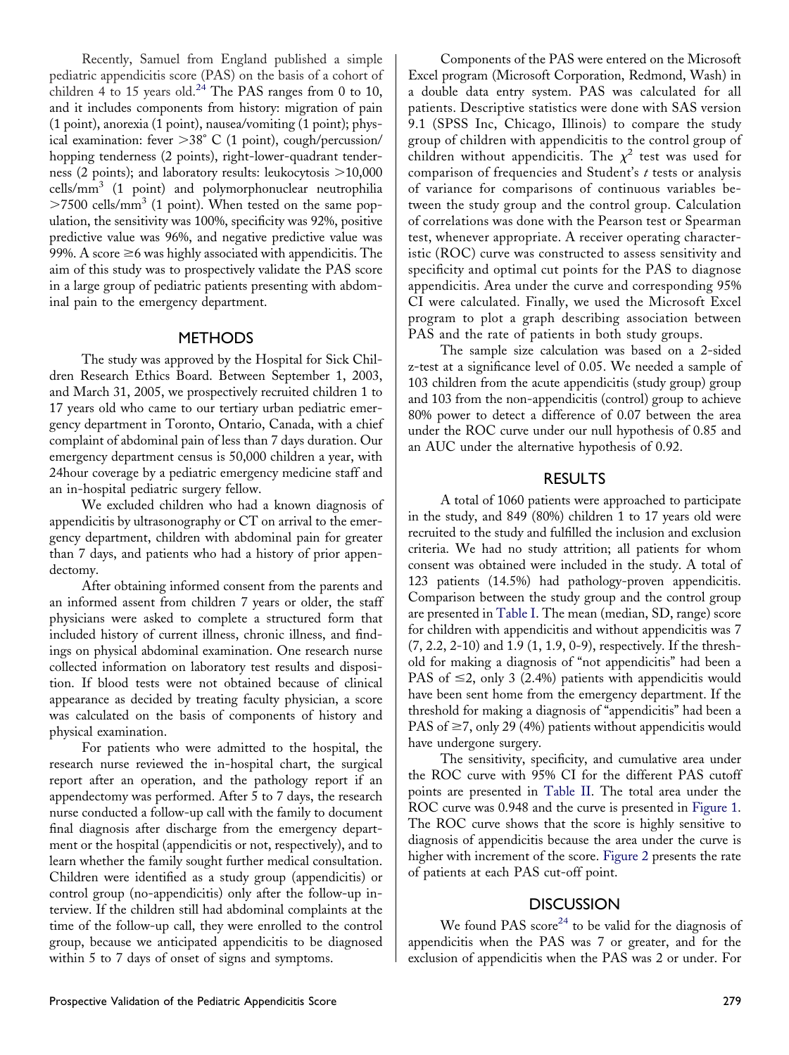Recently, Samuel from England published a simple pediatric appendicitis score (PAS) on the basis of a cohort of children 4 to 15 years old.[24] The PAS ranges from 0 to 10, and it includes components from history: migration of pain (1 point), anorexia (1 point), nausea/vomiting (1 point); physical examination: fever >38° C (1 point), cough/percussion/hopping tenderness (2 points), right-lower-quadrant tenderness (2 points); and laboratory results: leukocytosis >10,000 cells/mm$^3$ (1 point) and polymorphonuclear neutrophilia >7500 cells/mm$^3$ (1 point). When tested on the same population, the sensitivity was 100%, specificity was 92%, positive predictive value was 96%, and negative predictive value was 99%. A score ≥6 was highly associated with appendicitis. The aim of this study was to prospectively validate the PAS score in a large group of pediatric patients presenting with abdominal pain to the emergency department.

## METHODS

The study was approved by the Hospital for Sick Children Research Ethics Board. Between September 1, 2003, and March 31, 2005, we prospectively recruited children 1 to 17 years old who came to our tertiary urban pediatric emergency department in Toronto, Ontario, Canada, with a chief complaint of abdominal pain of less than 7 days duration. Our emergency department census is 50,000 children a year, with 24hour coverage by a pediatric emergency medicine staff and an in-hospital pediatric surgery fellow.

We excluded children who had a known diagnosis of appendicitis by ultrasonography or CT on arrival to the emergency department, children with abdominal pain for greater than 7 days, and patients who had a history of prior appendectomy.

After obtaining informed consent from the parents and an informed assent from children 7 years or older, the staff physicians were asked to complete a structured form that included history of current illness, chronic illness, and findings on physical abdominal examination. One research nurse collected information on laboratory test results and disposition. If blood tests were not obtained because of clinical appearance as decided by treating faculty physician, a score was calculated on the basis of components of history and physical examination.

For patients who were admitted to the hospital, the research nurse reviewed the in-hospital chart, the surgical report after an operation, and the pathology report if an appendectomy was performed. After 5 to 7 days, the research nurse conducted a follow-up call with the family to document final diagnosis after discharge from the emergency department or the hospital (appendicitis or not, respectively), and to learn whether the family sought further medical consultation. Children were identified as a study group (appendicitis) or control group (no-appendicitis) only after the follow-up interview. If the children still had abdominal complaints at the time of the follow-up call, they were enrolled to the control group, because we anticipated appendicitis to be diagnosed within 5 to 7 days of onset of signs and symptoms.

Components of the PAS were entered on the Microsoft Excel program (Microsoft Corporation, Redmond, Wash) in a double data entry system. PAS was calculated for all patients. Descriptive statistics were done with SAS version 9.1 (SPSS Inc, Chicago, Illinois) to compare the study group of children with appendicitis to the control group of children without appendicitis. The $\chi^2$ test was used for comparison of frequencies and Student's *t* tests or analysis of variance for comparisons of continuous variables between the study group and the control group. Calculation of correlations was done with the Pearson test or Spearman test, whenever appropriate. A receiver operating characteristic (ROC) curve was constructed to assess sensitivity and specificity and optimal cut points for the PAS to diagnose appendicitis. Area under the curve and corresponding 95% CI were calculated. Finally, we used the Microsoft Excel program to plot a graph describing association between PAS and the rate of patients in both study groups.

The sample size calculation was based on a 2-sided z-test at a significance level of 0.05. We needed a sample of 103 children from the acute appendicitis (study group) group and 103 from the non-appendicitis (control) group to achieve 80% power to detect a difference of 0.07 between the area under the ROC curve under our null hypothesis of 0.85 and an AUC under the alternative hypothesis of 0.92.

## RESULTS

A total of 1060 patients were approached to participate in the study, and 849 (80%) children 1 to 17 years old were recruited to the study and fulfilled the inclusion and exclusion criteria. We had no study attrition; all patients for whom consent was obtained were included in the study. A total of 123 patients (14.5%) had pathology-proven appendicitis. Comparison between the study group and the control group are presented in Table I. The mean (median, SD, range) score for children with appendicitis and without appendicitis was 7 (7, 2.2, 2-10) and 1.9 (1, 1.9, 0-9), respectively. If the threshold for making a diagnosis of "not appendicitis" had been a PAS of ≤2, only 3 (2.4%) patients with appendicitis would have been sent home from the emergency department. If the threshold for making a diagnosis of "appendicitis" had been a PAS of ≥7, only 29 (4%) patients without appendicitis would have undergone surgery.

The sensitivity, specificity, and cumulative area under the ROC curve with 95% CI for the different PAS cutoff points are presented in Table II. The total area under the ROC curve was 0.948 and the curve is presented in Figure 1. The ROC curve shows that the score is highly sensitive to diagnosis of appendicitis because the area under the curve is higher with increment of the score. Figure 2 presents the rate of patients at each PAS cut-off point.

## DISCUSSION

We found PAS score[24] to be valid for the diagnosis of appendicitis when the PAS was 7 or greater, and for the exclusion of appendicitis when the PAS was 2 or under. For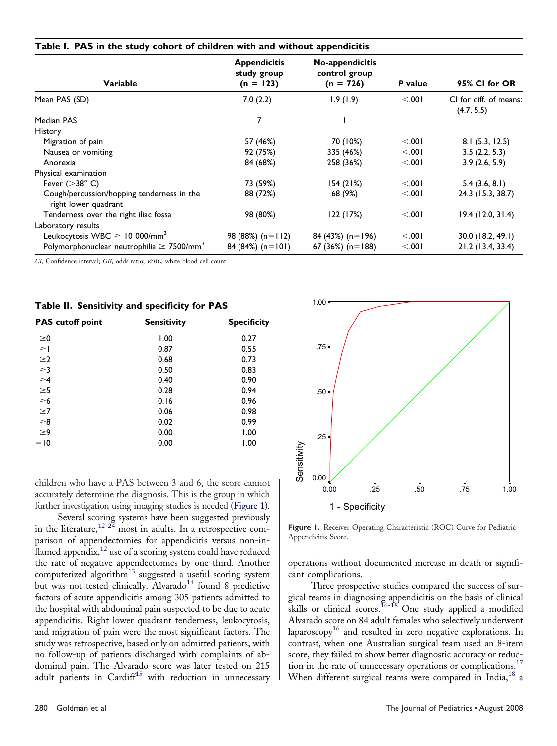**Table I. PAS in the study cohort of children with and without appendicitis**

| Variable | Appendicitis study group (n = 123) | No-appendicitis control group (n = 726) | P value | 95% CI for OR |
|---|---|---|---|---|
| Mean PAS (SD) | 7.0 (2.2) | 1.9 (1.9) | <.001 | CI for diff. of means: (4.7, 5.5) |
| Median PAS | 7 | 1 | | |
| History | | | | |
| Migration of pain | 57 (46%) | 70 (10%) | <.001 | 8.1 (5.3, 12.5) |
| Nausea or vomiting | 92 (75%) | 335 (46%) | <.001 | 3.5 (2.2, 5.3) |
| Anorexia | 84 (68%) | 258 (36%) | <.001 | 3.9 (2.6, 5.9) |
| Physical examination | | | | |
| Fever (>38° C) | 73 (59%) | 154 (21%) | <.001 | 5.4 (3.6, 8.1) |
| Cough/percussion/hopping tenderness in the right lower quadrant | 88 (72%) | 68 (9%) | <.001 | 24.3 (15.3, 38.7) |
| Tenderness over the right iliac fossa | 98 (80%) | 122 (17%) | <.001 | 19.4 (12.0, 31.4) |
| Laboratory results | | | | |
| Leukocytosis WBC ≥ 10 000/mm$^3$ | 98 (88%) (n=112) | 84 (43%) (n=196) | <.001 | 30.0 (18.2, 49.1) |
| Polymorphonuclear neutrophilia ≥ 7500/mm$^3$ | 84 (84%) (n=101) | 67 (36%) (n=188) | <.001 | 21.2 (13.4, 33.4) |

*CI,* Confidence interval; *OR,* odds ratio; *WBC,* white blood cell count.

**Table II. Sensitivity and specificity for PAS**

| PAS cutoff point | Sensitivity | Specificity |
|---|---|---|
| ≥0 | 1.00 | 0.27 |
| ≥1 | 0.87 | 0.55 |
| ≥2 | 0.68 | 0.73 |
| ≥3 | 0.50 | 0.83 |
| ≥4 | 0.40 | 0.90 |
| ≥5 | 0.28 | 0.94 |
| ≥6 | 0.16 | 0.96 |
| ≥7 | 0.06 | 0.98 |
| ≥8 | 0.02 | 0.99 |
| ≥9 | 0.00 | 1.00 |
| =10 | 0.00 | 1.00 |

children who have a PAS between 3 and 6, the score cannot accurately determine the diagnosis. This is the group in which further investigation using imaging studies is needed (Figure 1).

Several scoring systems have been suggested previously in the literature,[12-24] most in adults. In a retrospective comparison of appendectomies for appendicitis versus non-inflamed appendix,[12] use of a scoring system could have reduced the rate of negative appendectomies by one third. Another computerized algorithm[13] suggested a useful scoring system but was not tested clinically. Alvarado[14] found 8 predictive factors of acute appendicitis among 305 patients admitted to the hospital with abdominal pain suspected to be due to acute appendicitis. Right lower quadrant tenderness, leukocytosis, and migration of pain were the most significant factors. The study was retrospective, based only on admitted patients, with no follow-up of patients discharged with complaints of abdominal pain. The Alvarado score was later tested on 215 adult patients in Cardiff[15] with reduction in unnecessary operations without documented increase in death or significant complications.

**Figure 1.** Receiver Operating Characteristic (ROC) Curve for Pediatric Appendicitis Score.

Three prospective studies compared the success of surgical teams in diagnosing appendicitis on the basis of clinical skills or clinical scores.[16-18] One study applied a modified Alvarado score on 84 adult females who selectively underwent laparoscopy[16] and resulted in zero negative explorations. In contrast, when one Australian surgical team used an 8-item score, they failed to show better diagnostic accuracy or reduction in the rate of unnecessary operations or complications.[17] When different surgical teams were compared in India,[18] a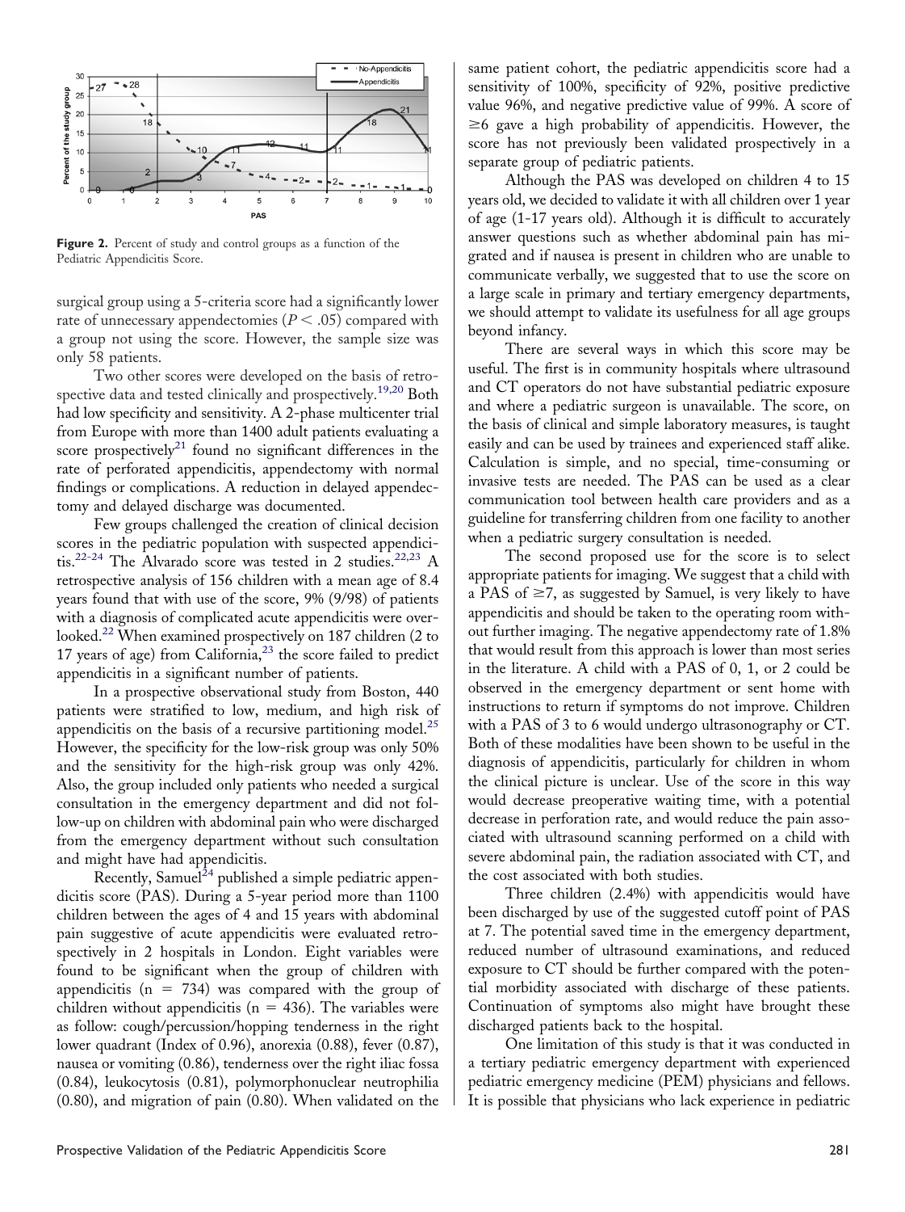No-Appendicitis
Appendicitis

Percent of the study group

PAS

Figure 2. Percent of study and control groups as a function of the Pediatric Appendicitis Score.

surgical group using a 5-criteria score had a significantly lower rate of unnecessary appendectomies ($P < .05$) compared with a group not using the score. However, the sample size was only 58 patients.

Two other scores were developed on the basis of retrospective data and tested clinically and prospectively.[19,20] Both had low specificity and sensitivity. A 2-phase multicenter trial from Europe with more than 1400 adult patients evaluating a score prospectively[21] found no significant differences in the rate of perforated appendicitis, appendectomy with normal findings or complications. A reduction in delayed appendectomy and delayed discharge was documented.

Few groups challenged the creation of clinical decision scores in the pediatric population with suspected appendicitis.[22-24] The Alvarado score was tested in 2 studies.[22,23] A retrospective analysis of 156 children with a mean age of 8.4 years found that with use of the score, 9% (9/98) of patients with a diagnosis of complicated acute appendicitis were overlooked.[22] When examined prospectively on 187 children (2 to 17 years of age) from California,[23] the score failed to predict appendicitis in a significant number of patients.

In a prospective observational study from Boston, 440 patients were stratified to low, medium, and high risk of appendicitis on the basis of a recursive partitioning model.[25] However, the specificity for the low-risk group was only 50% and the sensitivity for the high-risk group was only 42%. Also, the group included only patients who needed a surgical consultation in the emergency department and did not follow-up on children with abdominal pain who were discharged from the emergency department without such consultation and might have had appendicitis.

Recently, Samuel[24] published a simple pediatric appendicitis score (PAS). During a 5-year period more than 1100 children between the ages of 4 and 15 years with abdominal pain suggestive of acute appendicitis were evaluated retrospectively in 2 hospitals in London. Eight variables were found to be significant when the group of children with appendicitis (n = 734) was compared with the group of children without appendicitis (n = 436). The variables were as follow: cough/percussion/hopping tenderness in the right lower quadrant (Index of 0.96), anorexia (0.88), fever (0.87), nausea or vomiting (0.86), tenderness over the right iliac fossa (0.84), leukocytosis (0.81), polymorphonuclear neutrophilia (0.80), and migration of pain (0.80). When validated on the same patient cohort, the pediatric appendicitis score had a sensitivity of 100%, specificity of 92%, positive predictive value 96%, and negative predictive value of 99%. A score of ≥6 gave a high probability of appendicitis. However, the score has not previously been validated prospectively in a separate group of pediatric patients.

Although the PAS was developed on children 4 to 15 years old, we decided to validate it with all children over 1 year of age (1-17 years old). Although it is difficult to accurately answer questions such as whether abdominal pain has migrated and if nausea is present in children who are unable to communicate verbally, we suggested that to use the score on a large scale in primary and tertiary emergency departments, we should attempt to validate its usefulness for all age groups beyond infancy.

There are several ways in which this score may be useful. The first is in community hospitals where ultrasound and CT operators do not have substantial pediatric exposure and where a pediatric surgeon is unavailable. The score, on the basis of clinical and simple laboratory measures, is taught easily and can be used by trainees and experienced staff alike. Calculation is simple, and no special, time-consuming or invasive tests are needed. The PAS can be used as a clear communication tool between health care providers and as a guideline for transferring children from one facility to another when a pediatric surgery consultation is needed.

The second proposed use for the score is to select appropriate patients for imaging. We suggest that a child with a PAS of ≥7, as suggested by Samuel, is very likely to have appendicitis and should be taken to the operating room without further imaging. The negative appendectomy rate of 1.8% that would result from this approach is lower than most series in the literature. A child with a PAS of 0, 1, or 2 could be observed in the emergency department or sent home with instructions to return if symptoms do not improve. Children with a PAS of 3 to 6 would undergo ultrasonography or CT. Both of these modalities have been shown to be useful in the diagnosis of appendicitis, particularly for children in whom the clinical picture is unclear. Use of the score in this way would decrease preoperative waiting time, with a potential decrease in perforation rate, and would reduce the pain associated with ultrasound scanning performed on a child with severe abdominal pain, the radiation associated with CT, and the cost associated with both studies.

Three children (2.4%) with appendicitis would have been discharged by use of the suggested cutoff point of PAS at 7. The potential saved time in the emergency department, reduced number of ultrasound examinations, and reduced exposure to CT should be further compared with the potential morbidity associated with discharge of these patients. Continuation of symptoms also might have brought these discharged patients back to the hospital.

One limitation of this study is that it was conducted in a tertiary pediatric emergency department with experienced pediatric emergency medicine (PEM) physicians and fellows. It is possible that physicians who lack experience in pediatric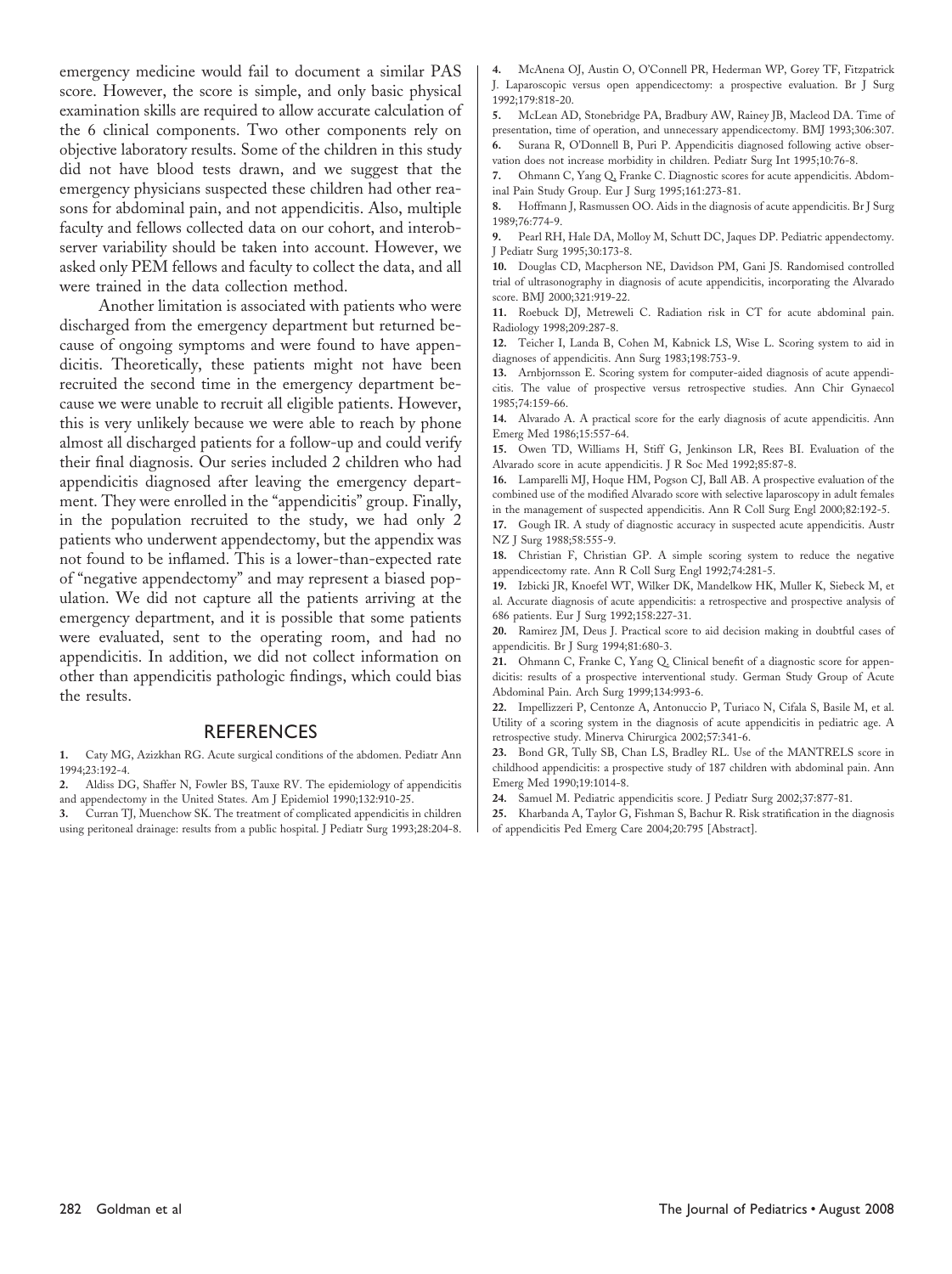emergency medicine would fail to document a similar PAS score. However, the score is simple, and only basic physical examination skills are required to allow accurate calculation of the 6 clinical components. Two other components rely on objective laboratory results. Some of the children in this study did not have blood tests drawn, and we suggest that the emergency physicians suspected these children had other reasons for abdominal pain, and not appendicitis. Also, multiple faculty and fellows collected data on our cohort, and interobserver variability should be taken into account. However, we asked only PEM fellows and faculty to collect the data, and all were trained in the data collection method.

Another limitation is associated with patients who were discharged from the emergency department but returned because of ongoing symptoms and were found to have appendicitis. Theoretically, these patients might not have been recruited the second time in the emergency department because we were unable to recruit all eligible patients. However, this is very unlikely because we were able to reach by phone almost all discharged patients for a follow-up and could verify their final diagnosis. Our series included 2 children who had appendicitis diagnosed after leaving the emergency department. They were enrolled in the "appendicitis" group. Finally, in the population recruited to the study, we had only 2 patients who underwent appendectomy, but the appendix was not found to be inflamed. This is a lower-than-expected rate of "negative appendectomy" and may represent a biased population. We did not capture all the patients arriving at the emergency department, and it is possible that some patients were evaluated, sent to the operating room, and had no appendicitis. In addition, we did not collect information on other than appendicitis pathologic findings, which could bias the results.

## REFERENCES

1. Caty MG, Azizkhan RG. Acute surgical conditions of the abdomen. Pediatr Ann 1994;23:192-4.
2. Aldiss DG, Shaffer N, Fowler BS, Tauxe RV. The epidemiology of appendicitis and appendectomy in the United States. Am J Epidemiol 1990;132:910-25.
3. Curran TJ, Muenchow SK. The treatment of complicated appendicitis in children using peritoneal drainage: results from a public hospital. J Pediatr Surg 1993;28:204-8.
4. McAnena OJ, Austin O, O'Connell PR, Hederman WP, Gorey TF, Fitzpatrick J. Laparoscopic versus open appendicectomy: a prospective evaluation. Br J Surg 1992;179:818-20.
5. McLean AD, Stonebridge PA, Bradbury AW, Rainey JB, Macleod DA. Time of presentation, time of operation, and unnecessary appendicectomy. BMJ 1993;306:307.
6. Surana R, O'Donnell B, Puri P. Appendicitis diagnosed following active observation does not increase morbidity in children. Pediatr Surg Int 1995;10:76-8.
7. Ohmann C, Yang Q, Franke C. Diagnostic scores for acute appendicitis. Abdominal Pain Study Group. Eur J Surg 1995;161:273-81.
8. Hoffmann J, Rasmussen OO. Aids in the diagnosis of acute appendicitis. Br J Surg 1989;76:774-9.
9. Pearl RH, Hale DA, Molloy M, Schutt DC, Jaques DP. Pediatric appendectomy. J Pediatr Surg 1995;30:173-8.
10. Douglas CD, Macpherson NE, Davidson PM, Gani JS. Randomised controlled trial of ultrasonography in diagnosis of acute appendicitis, incorporating the Alvarado score. BMJ 2000;321:919-22.
11. Roebuck DJ, Metreweli C. Radiation risk in CT for acute abdominal pain. Radiology 1998;209:287-8.
12. Teicher I, Landa B, Cohen M, Kabnick LS, Wise L. Scoring system to aid in diagnoses of appendicitis. Ann Surg 1983;198:753-9.
13. Arnbjornsson E. Scoring system for computer-aided diagnosis of acute appendicitis. The value of prospective versus retrospective studies. Ann Chir Gynaecol 1985;74:159-66.
14. Alvarado A. A practical score for the early diagnosis of acute appendicitis. Ann Emerg Med 1986;15:557-64.
15. Owen TD, Williams H, Stiff G, Jenkinson LR, Rees BI. Evaluation of the Alvarado score in acute appendicitis. J R Soc Med 1992;85:87-8.
16. Lamparelli MJ, Hoque HM, Pogson CJ, Ball AB. A prospective evaluation of the combined use of the modified Alvarado score with selective laparoscopy in adult females in the management of suspected appendicitis. Ann R Coll Surg Engl 2000;82:192-5.
17. Gough IR. A study of diagnostic accuracy in suspected acute appendicitis. Austr NZ J Surg 1988;58:555-9.
18. Christian F, Christian GP. A simple scoring system to reduce the negative appendicectomy rate. Ann R Coll Surg Engl 1992;74:281-5.
19. Izbicki JR, Knoefel WT, Wilker DK, Mandelkow HK, Muller K, Siebeck M, et al. Accurate diagnosis of acute appendicitis: a retrospective and prospective analysis of 686 patients. Eur J Surg 1992;158:227-31.
20. Ramirez JM, Deus J. Practical score to aid decision making in doubtful cases of appendicitis. Br J Surg 1994;81:680-3.
21. Ohmann C, Franke C, Yang Q. Clinical benefit of a diagnostic score for appendicitis: results of a prospective interventional study. German Study Group of Acute Abdominal Pain. Arch Surg 1999;134:993-6.
22. Impellizzeri P, Centonze A, Antonuccio P, Turiaco N, Cifala S, Basile M, et al. Utility of a scoring system in the diagnosis of acute appendicitis in pediatric age. A retrospective study. Minerva Chirurgica 2002;57:341-6.
23. Bond GR, Tully SB, Chan LS, Bradley RL. Use of the MANTRELS score in childhood appendicitis: a prospective study of 187 children with abdominal pain. Ann Emerg Med 1990;19:1014-8.
24. Samuel M. Pediatric appendicitis score. J Pediatr Surg 2002;37:877-81.
25. Kharbanda A, Taylor G, Fishman S, Bachur R. Risk stratification in the diagnosis of appendicitis Ped Emerg Care 2004;20:795 [Abstract].